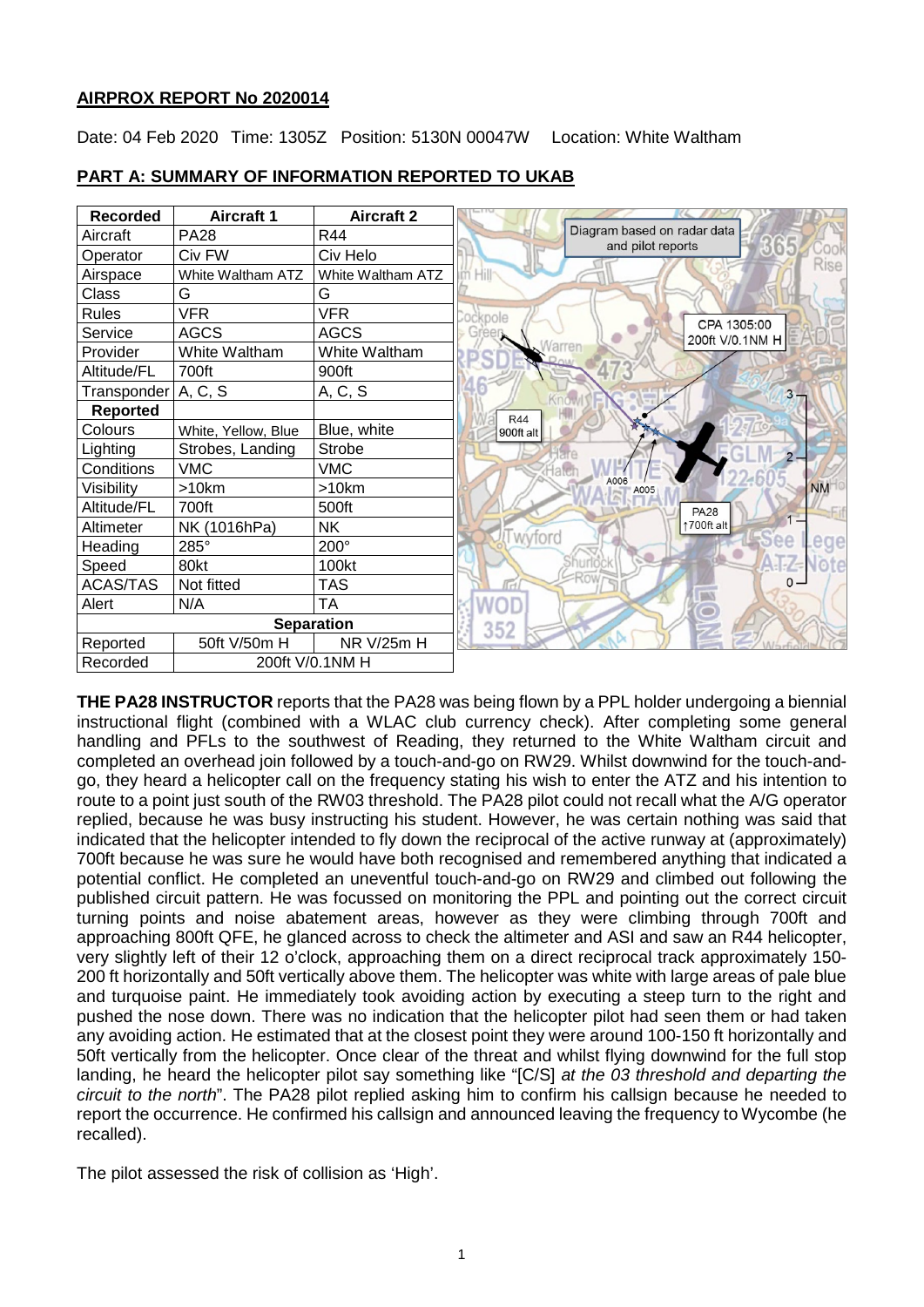## AIRPROX REPORT No 2020014

Date: 04 Feb 2020 Time: 1305Z Position: 5130N 00047W Location: White Waltham

## PART A: SUMMARY OF INFORMATION REPORTED TO UKAB

| Recorded | Aircraft 1 | Aircraft 2 |
|---|---|---|
| Aircraft | PA28 | R44 |
| Operator | Civ FW | Civ Helo |
| Airspace | White Waltham ATZ | White Waltham ATZ |
| Class | G | G |
| Rules | VFR | VFR |
| Service | AGCS | AGCS |
| Provider | White Waltham | White Waltham |
| Altitude/FL | 700ft | 900ft |
| Transponder | A, C, S | A, C, S |
| **Reported** | | |
| Colours | White, Yellow, Blue | Blue, white |
| Lighting | Strobes, Landing | Strobe |
| Conditions | VMC | VMC |
| Visibility | >10km | >10km |
| Altitude/FL | 700ft | 500ft |
| Altimeter | NK (1016hPa) | NK |
| Heading | 285° | 200° |
| Speed | 80kt | 100kt |
| ACAS/TAS | Not fitted | TAS |
| Alert | N/A | TA |
| **Separation** | | |
| Reported | 50ft V/50m H | NR V/25m H |
| Recorded | 200ft V/0.1NM H | |

Diagram based on radar data and pilot reports

CPA 1305:00 200ft V/0.1NM H

R44 900ft alt

PA28 ↑700ft alt

**THE PA28 INSTRUCTOR** reports that the PA28 was being flown by a PPL holder undergoing a biennial instructional flight (combined with a WLAC club currency check). After completing some general handling and PFLs to the southwest of Reading, they returned to the White Waltham circuit and completed an overhead join followed by a touch-and-go on RW29. Whilst downwind for the touch-and-go, they heard a helicopter call on the frequency stating his wish to enter the ATZ and his intention to route to a point just south of the RW03 threshold. The PA28 pilot could not recall what the A/G operator replied, because he was busy instructing his student. However, he was certain nothing was said that indicated that the helicopter intended to fly down the reciprocal of the active runway at (approximately) 700ft because he was sure he would have both recognised and remembered anything that indicated a potential conflict. He completed an uneventful touch-and-go on RW29 and climbed out following the published circuit pattern. He was focussed on monitoring the PPL and pointing out the correct circuit turning points and noise abatement areas, however as they were climbing through 700ft and approaching 800ft QFE, he glanced across to check the altimeter and ASI and saw an R44 helicopter, very slightly left of their 12 o'clock, approaching them on a direct reciprocal track approximately 150-200 ft horizontally and 50ft vertically above them. The helicopter was white with large areas of pale blue and turquoise paint. He immediately took avoiding action by executing a steep turn to the right and pushed the nose down. There was no indication that the helicopter pilot had seen them or had taken any avoiding action. He estimated that at the closest point they were around 100-150 ft horizontally and 50ft vertically from the helicopter. Once clear of the threat and whilst flying downwind for the full stop landing, he heard the helicopter pilot say something like "[C/S] *at the 03 threshold and departing the circuit to the north*". The PA28 pilot replied asking him to confirm his callsign because he needed to report the occurrence. He confirmed his callsign and announced leaving the frequency to Wycombe (he recalled).

The pilot assessed the risk of collision as 'High'.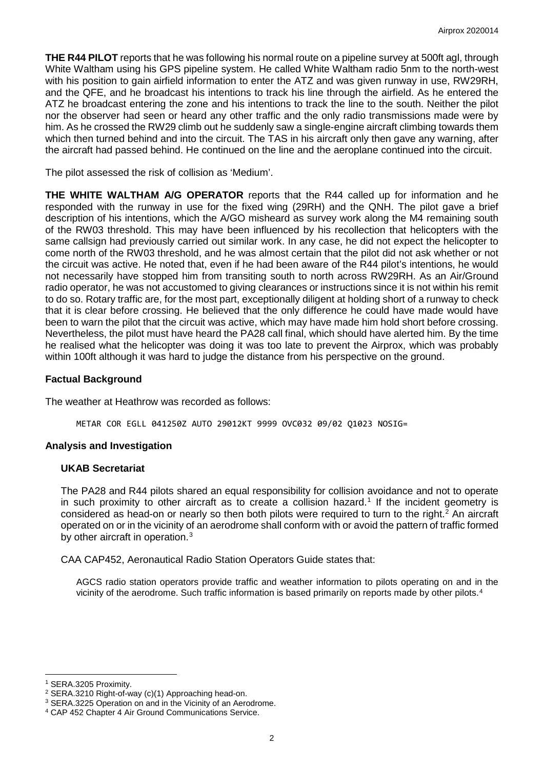**THE R44 PILOT** reports that he was following his normal route on a pipeline survey at 500ft agl, through White Waltham using his GPS pipeline system. He called White Waltham radio 5nm to the north-west with his position to gain airfield information to enter the ATZ and was given runway in use, RW29RH, and the QFE, and he broadcast his intentions to track his line through the airfield. As he entered the ATZ he broadcast entering the zone and his intentions to track the line to the south. Neither the pilot nor the observer had seen or heard any other traffic and the only radio transmissions made were by him. As he crossed the RW29 climb out he suddenly saw a single-engine aircraft climbing towards them which then turned behind and into the circuit. The TAS in his aircraft only then gave any warning, after the aircraft had passed behind. He continued on the line and the aeroplane continued into the circuit.

The pilot assessed the risk of collision as 'Medium'.

**THE WHITE WALTHAM A/G OPERATOR** reports that the R44 called up for information and he responded with the runway in use for the fixed wing (29RH) and the QNH. The pilot gave a brief description of his intentions, which the A/GO misheard as survey work along the M4 remaining south of the RW03 threshold. This may have been influenced by his recollection that helicopters with the same callsign had previously carried out similar work. In any case, he did not expect the helicopter to come north of the RW03 threshold, and he was almost certain that the pilot did not ask whether or not the circuit was active. He noted that, even if he had been aware of the R44 pilot's intentions, he would not necessarily have stopped him from transiting south to north across RW29RH. As an Air/Ground radio operator, he was not accustomed to giving clearances or instructions since it is not within his remit to do so. Rotary traffic are, for the most part, exceptionally diligent at holding short of a runway to check that it is clear before crossing. He believed that the only difference he could have made would have been to warn the pilot that the circuit was active, which may have made him hold short before crossing. Nevertheless, the pilot must have heard the PA28 call final, which should have alerted him. By the time he realised what the helicopter was doing it was too late to prevent the Airprox, which was probably within 100ft although it was hard to judge the distance from his perspective on the ground.

## Factual Background

The weather at Heathrow was recorded as follows:

```
METAR COR EGLL 041250Z AUTO 29012KT 9999 OVC032 09/02 Q1023 NOSIG=
```

## Analysis and Investigation

### UKAB Secretariat

The PA28 and R44 pilots shared an equal responsibility for collision avoidance and not to operate in such proximity to other aircraft as to create a collision hazard.[1] If the incident geometry is considered as head-on or nearly so then both pilots were required to turn to the right.[2] An aircraft operated on or in the vicinity of an aerodrome shall conform with or avoid the pattern of traffic formed by other aircraft in operation.[3]

CAA CAP452, Aeronautical Radio Station Operators Guide states that:

> AGCS radio station operators provide traffic and weather information to pilots operating on and in the vicinity of the aerodrome. Such traffic information is based primarily on reports made by other pilots.[4]

---

[1] SERA.3205 Proximity.
[2] SERA.3210 Right-of-way (c)(1) Approaching head-on.
[3] SERA.3225 Operation on and in the Vicinity of an Aerodrome.
[4] CAP 452 Chapter 4 Air Ground Communications Service.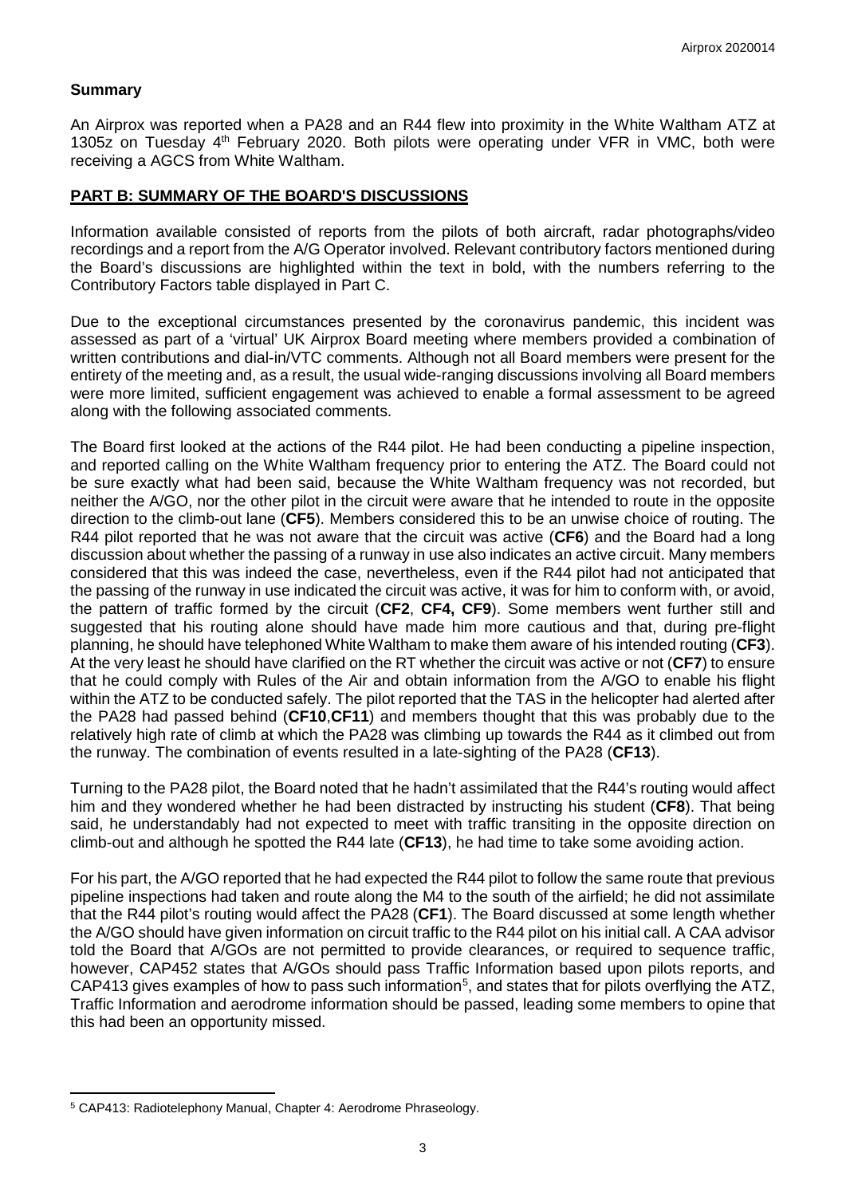## Summary

An Airprox was reported when a PA28 and an R44 flew into proximity in the White Waltham ATZ at 1305z on Tuesday 4th February 2020. Both pilots were operating under VFR in VMC, both were receiving a AGCS from White Waltham.

## PART B: SUMMARY OF THE BOARD'S DISCUSSIONS

Information available consisted of reports from the pilots of both aircraft, radar photographs/video recordings and a report from the A/G Operator involved. Relevant contributory factors mentioned during the Board's discussions are highlighted within the text in bold, with the numbers referring to the Contributory Factors table displayed in Part C.

Due to the exceptional circumstances presented by the coronavirus pandemic, this incident was assessed as part of a 'virtual' UK Airprox Board meeting where members provided a combination of written contributions and dial-in/VTC comments. Although not all Board members were present for the entirety of the meeting and, as a result, the usual wide-ranging discussions involving all Board members were more limited, sufficient engagement was achieved to enable a formal assessment to be agreed along with the following associated comments.

The Board first looked at the actions of the R44 pilot. He had been conducting a pipeline inspection, and reported calling on the White Waltham frequency prior to entering the ATZ. The Board could not be sure exactly what had been said, because the White Waltham frequency was not recorded, but neither the A/GO, nor the other pilot in the circuit were aware that he intended to route in the opposite direction to the climb-out lane (**CF5**). Members considered this to be an unwise choice of routing. The R44 pilot reported that he was not aware that the circuit was active (**CF6**) and the Board had a long discussion about whether the passing of a runway in use also indicates an active circuit. Many members considered that this was indeed the case, nevertheless, even if the R44 pilot had not anticipated that the passing of the runway in use indicated the circuit was active, it was for him to conform with, or avoid, the pattern of traffic formed by the circuit (**CF2**, **CF4, CF9**). Some members went further still and suggested that his routing alone should have made him more cautious and that, during pre-flight planning, he should have telephoned White Waltham to make them aware of his intended routing (**CF3**). At the very least he should have clarified on the RT whether the circuit was active or not (**CF7**) to ensure that he could comply with Rules of the Air and obtain information from the A/GO to enable his flight within the ATZ to be conducted safely. The pilot reported that the TAS in the helicopter had alerted after the PA28 had passed behind (**CF10**,**CF11**) and members thought that this was probably due to the relatively high rate of climb at which the PA28 was climbing up towards the R44 as it climbed out from the runway. The combination of events resulted in a late-sighting of the PA28 (**CF13**).

Turning to the PA28 pilot, the Board noted that he hadn't assimilated that the R44's routing would affect him and they wondered whether he had been distracted by instructing his student (**CF8**). That being said, he understandably had not expected to meet with traffic transiting in the opposite direction on climb-out and although he spotted the R44 late (**CF13**), he had time to take some avoiding action.

For his part, the A/GO reported that he had expected the R44 pilot to follow the same route that previous pipeline inspections had taken and route along the M4 to the south of the airfield; he did not assimilate that the R44 pilot's routing would affect the PA28 (**CF1**). The Board discussed at some length whether the A/GO should have given information on circuit traffic to the R44 pilot on his initial call. A CAA advisor told the Board that A/GOs are not permitted to provide clearances, or required to sequence traffic, however, CAP452 states that A/GOs should pass Traffic Information based upon pilots reports, and CAP413 gives examples of how to pass such information[5], and states that for pilots overflying the ATZ, Traffic Information and aerodrome information should be passed, leading some members to opine that this had been an opportunity missed.

---

[5] CAP413: Radiotelephony Manual, Chapter 4: Aerodrome Phraseology.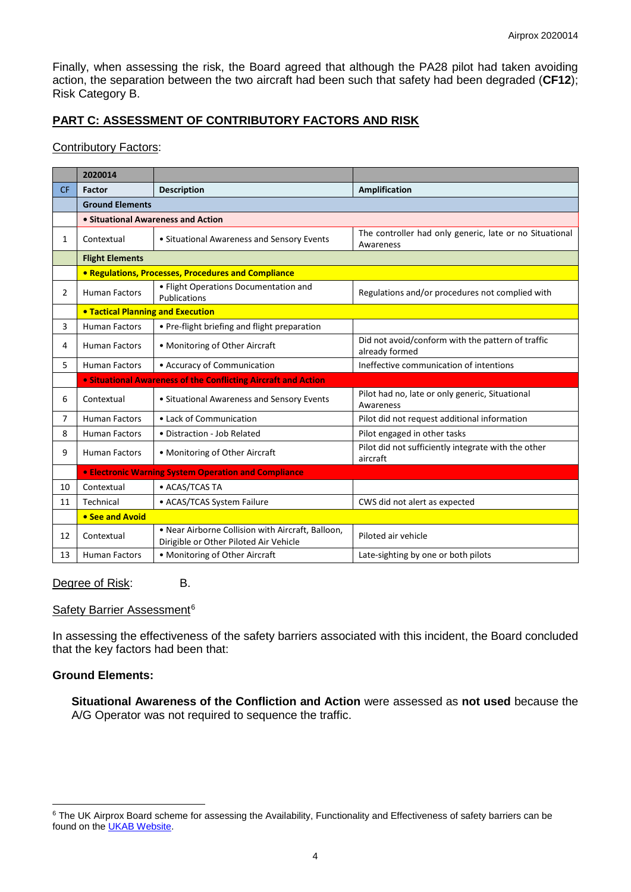Finally, when assessing the risk, the Board agreed that although the PA28 pilot had taken avoiding action, the separation between the two aircraft had been such that safety had been degraded (**CF12**); Risk Category B.

## PART C: ASSESSMENT OF CONTRIBUTORY FACTORS AND RISK

Contributory Factors:

| | 2020014 | | |
|---|---|---|---|
| CF | Factor | Description | Amplification |
| | **Ground Elements** | | |
| | **• Situational Awareness and Action** | | |
| 1 | Contextual | • Situational Awareness and Sensory Events | The controller had only generic, late or no Situational Awareness |
| | **Flight Elements** | | |
| | **• Regulations, Processes, Procedures and Compliance** | | |
| 2 | Human Factors | • Flight Operations Documentation and Publications | Regulations and/or procedures not complied with |
| | **• Tactical Planning and Execution** | | |
| 3 | Human Factors | • Pre-flight briefing and flight preparation | |
| 4 | Human Factors | • Monitoring of Other Aircraft | Did not avoid/conform with the pattern of traffic already formed |
| 5 | Human Factors | • Accuracy of Communication | Ineffective communication of intentions |
| | **• Situational Awareness of the Conflicting Aircraft and Action** | | |
| 6 | Contextual | • Situational Awareness and Sensory Events | Pilot had no, late or only generic, Situational Awareness |
| 7 | Human Factors | • Lack of Communication | Pilot did not request additional information |
| 8 | Human Factors | • Distraction - Job Related | Pilot engaged in other tasks |
| 9 | Human Factors | • Monitoring of Other Aircraft | Pilot did not sufficiently integrate with the other aircraft |
| | **• Electronic Warning System Operation and Compliance** | | |
| 10 | Contextual | • ACAS/TCAS TA | |
| 11 | Technical | • ACAS/TCAS System Failure | CWS did not alert as expected |
| | **• See and Avoid** | | |
| 12 | Contextual | • Near Airborne Collision with Aircraft, Balloon, Dirigible or Other Piloted Air Vehicle | Piloted air vehicle |
| 13 | Human Factors | • Monitoring of Other Aircraft | Late-sighting by one or both pilots |

Degree of Risk: B.

Safety Barrier Assessment[6]

In assessing the effectiveness of the safety barriers associated with this incident, the Board concluded that the key factors had been that:

**Ground Elements:**

**Situational Awareness of the Confliction and Action** were assessed as **not used** because the A/G Operator was not required to sequence the traffic.

[6] The UK Airprox Board scheme for assessing the Availability, Functionality and Effectiveness of safety barriers can be found on the UKAB Website.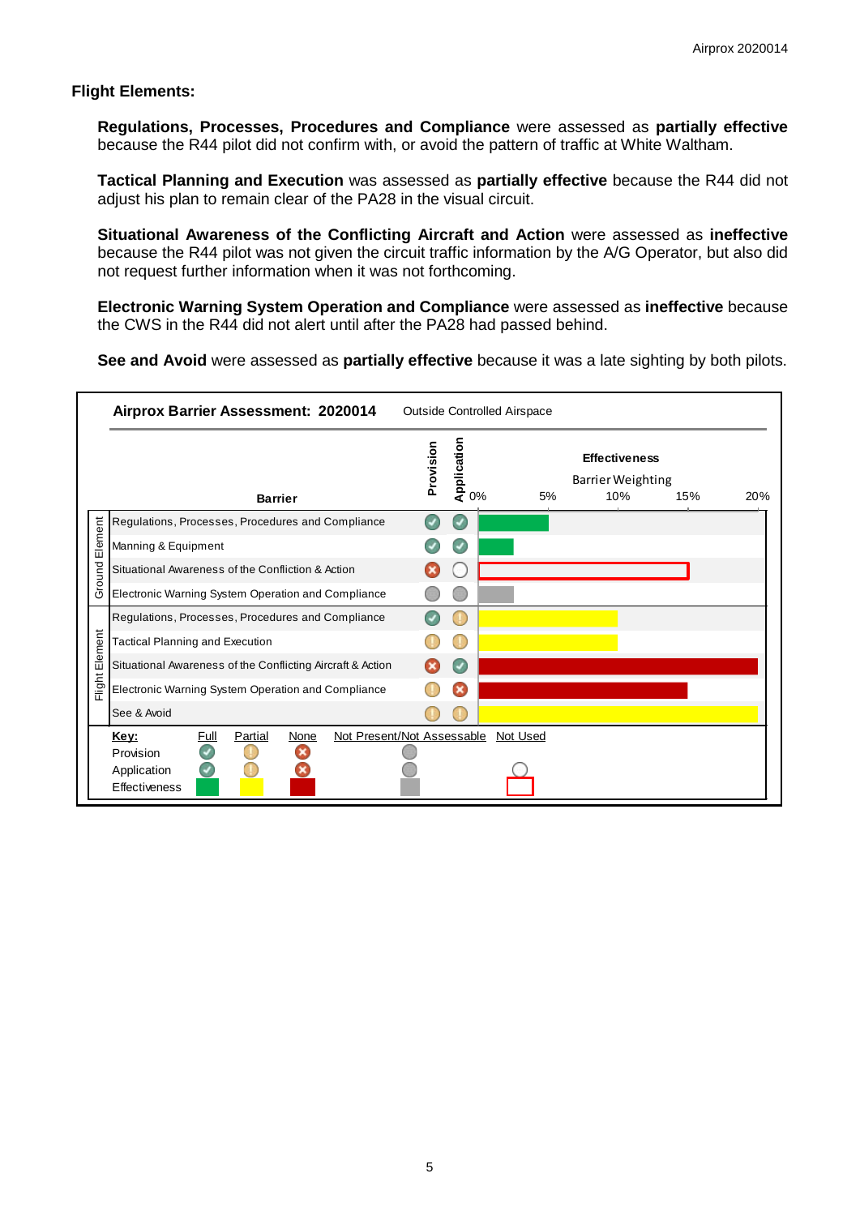**Flight Elements:**

**Regulations, Processes, Procedures and Compliance** were assessed as **partially effective** because the R44 pilot did not confirm with, or avoid the pattern of traffic at White Waltham.

**Tactical Planning and Execution** was assessed as **partially effective** because the R44 did not adjust his plan to remain clear of the PA28 in the visual circuit.

**Situational Awareness of the Conflicting Aircraft and Action** were assessed as **ineffective** because the R44 pilot was not given the circuit traffic information by the A/G Operator, but also did not request further information when it was not forthcoming.

**Electronic Warning System Operation and Compliance** were assessed as **ineffective** because the CWS in the R44 did not alert until after the PA28 had passed behind.

**See and Avoid** were assessed as **partially effective** because it was a late sighting by both pilots.

**Airprox Barrier Assessment: 2020014**

Outside Controlled Airspace

Barrier

Provision

Application

Effectiveness

Barrier Weighting

0% 5% 10% 15% 20%

Ground Element

Regulations, Processes, Procedures and Compliance

Manning & Equipment

Situational Awareness of the Confliction & Action

Electronic Warning System Operation and Compliance

Flight Element

Regulations, Processes, Procedures and Compliance

Tactical Planning and Execution

Situational Awareness of the Conflicting Aircraft & Action

Electronic Warning System Operation and Compliance

See & Avoid

Key: Full Partial None Not Present/Not Assessable Not Used

Provision

Application

Effectiveness